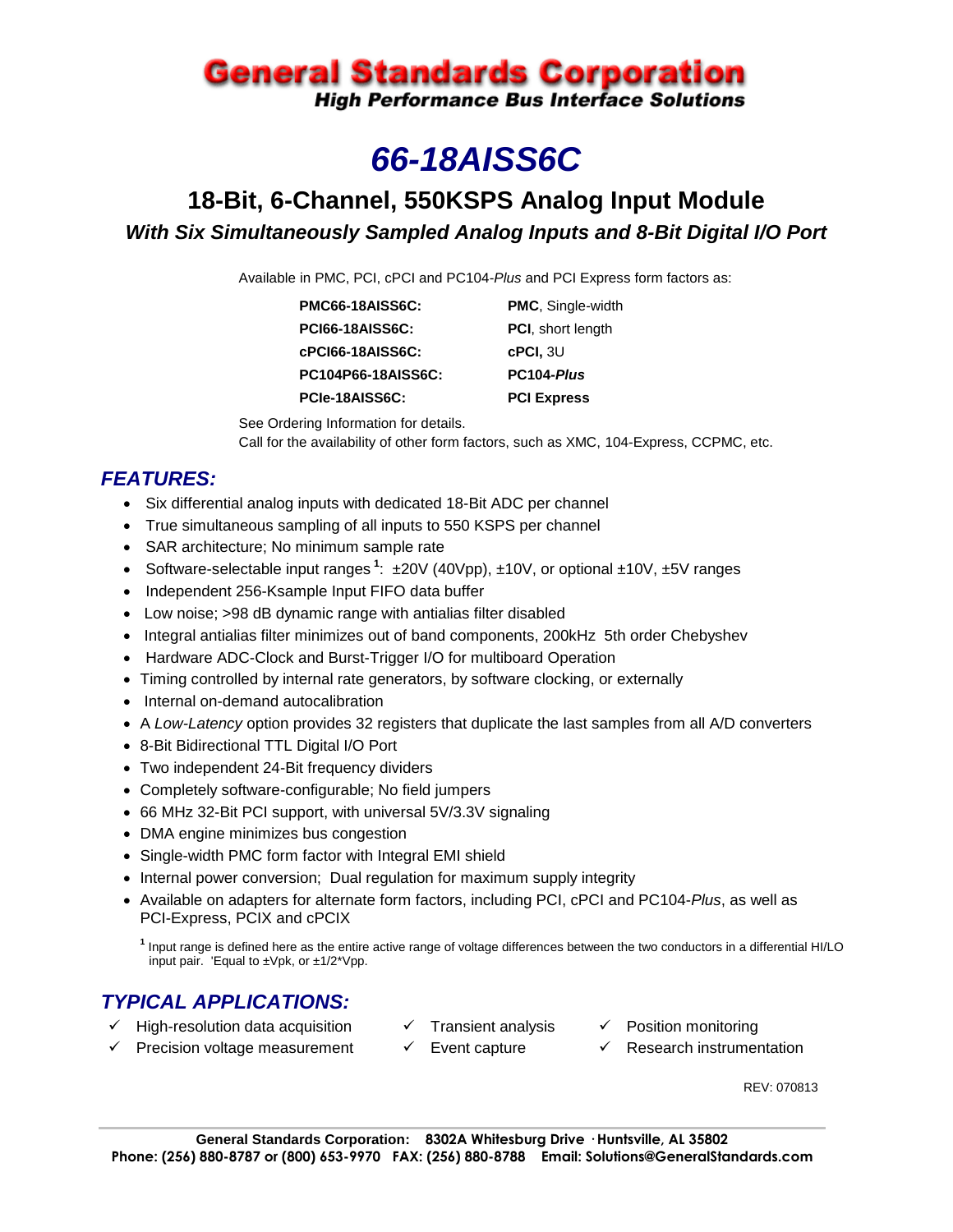# General Standards Corporation

**High Performance Bus Interface Solutions**

# *66-18AISS6C*

## 18-Bit, 6-Channel, 550KSPS Analog Input Module

### *With Six Simultaneously Sampled Analog Inputs and 8-Bit Digital I/O Port*

Available in PMC, PCI, cPCI and PC104-*Plus* and PCI Express form factors as:

| | |
|---|---|
| **PMC66-18AISS6C:** | **PMC**, Single-width |
| **PCI66-18AISS6C:** | **PCI**, short length |
| **cPCI66-18AISS6C:** | **cPCI,** 3U |
| **PC104P66-18AISS6C:** | **PC104-*Plus*** |
| **PCIe-18AISS6C:** | **PCI Express** |

See Ordering Information for details.
Call for the availability of other form factors, such as XMC, 104-Express, CCPMC, etc.

## *FEATURES:*

- Six differential analog inputs with dedicated 18-Bit ADC per channel
- True simultaneous sampling of all inputs to 550 KSPS per channel
- SAR architecture; No minimum sample rate
- Software-selectable input ranges [1]: ±20V (40Vpp), ±10V, or optional ±10V, ±5V ranges
- Independent 256-Ksample Input FIFO data buffer
- Low noise; >98 dB dynamic range with antialias filter disabled
- Integral antialias filter minimizes out of band components, 200kHz 5th order Chebyshev
- Hardware ADC-Clock and Burst-Trigger I/O for multiboard Operation
- Timing controlled by internal rate generators, by software clocking, or externally
- Internal on-demand autocalibration
- A *Low-Latency* option provides 32 registers that duplicate the last samples from all A/D converters
- 8-Bit Bidirectional TTL Digital I/O Port
- Two independent 24-Bit frequency dividers
- Completely software-configurable; No field jumpers
- 66 MHz 32-Bit PCI support, with universal 5V/3.3V signaling
- DMA engine minimizes bus congestion
- Single-width PMC form factor with Integral EMI shield
- Internal power conversion; Dual regulation for maximum supply integrity
- Available on adapters for alternate form factors, including PCI, cPCI and PC104-*Plus*, as well as PCI-Express, PCIX and cPCIX

[1] Input range is defined here as the entire active range of voltage differences between the two conductors in a differential HI/LO input pair. 'Equal to ±Vpk, or ±1/2*Vpp.

## *TYPICAL APPLICATIONS:*

- ✓ High-resolution data acquisition
- ✓ Precision voltage measurement
- ✓ Transient analysis
- ✓ Event capture
- ✓ Position monitoring
- ✓ Research instrumentation

REV: 070813

**General Standards Corporation: 8302A Whitesburg Drive · Huntsville, AL 35802**
**Phone: (256) 880-8787 or (800) 653-9970 FAX: (256) 880-8788 Email: Solutions@GeneralStandards.com**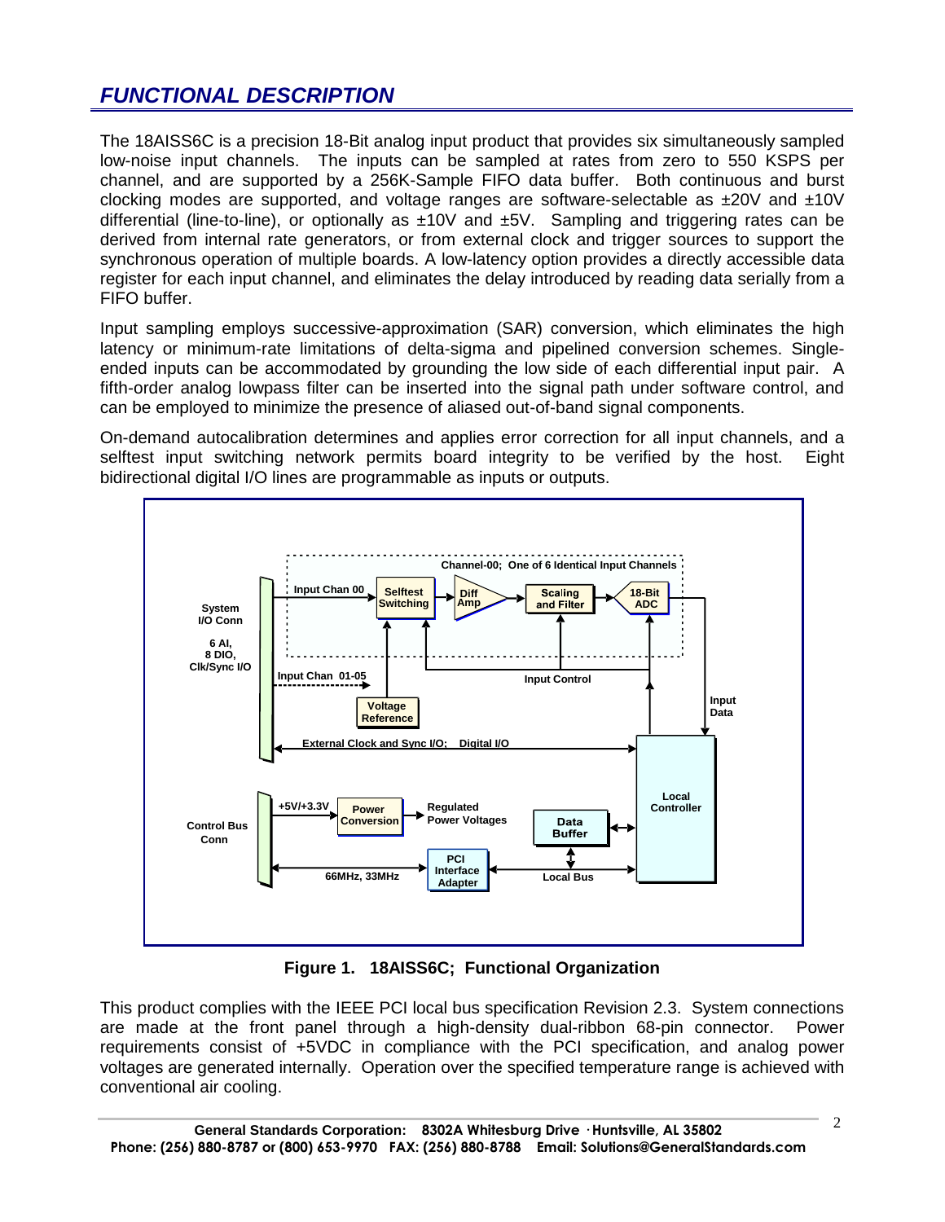## *FUNCTIONAL DESCRIPTION*

The 18AISS6C is a precision 18-Bit analog input product that provides six simultaneously sampled low-noise input channels. The inputs can be sampled at rates from zero to 550 KSPS per channel, and are supported by a 256K-Sample FIFO data buffer. Both continuous and burst clocking modes are supported, and voltage ranges are software-selectable as ±20V and ±10V differential (line-to-line), or optionally as ±10V and ±5V. Sampling and triggering rates can be derived from internal rate generators, or from external clock and trigger sources to support the synchronous operation of multiple boards. A low-latency option provides a directly accessible data register for each input channel, and eliminates the delay introduced by reading data serially from a FIFO buffer.

Input sampling employs successive-approximation (SAR) conversion, which eliminates the high latency or minimum-rate limitations of delta-sigma and pipelined conversion schemes. Single-ended inputs can be accommodated by grounding the low side of each differential input pair. A fifth-order analog lowpass filter can be inserted into the signal path under software control, and can be employed to minimize the presence of aliased out-of-band signal components.

On-demand autocalibration determines and applies error correction for all input channels, and a selftest input switching network permits board integrity to be verified by the host. Eight bidirectional digital I/O lines are programmable as inputs or outputs.

**Figure 1. 18AISS6C; Functional Organization**

This product complies with the IEEE PCI local bus specification Revision 2.3. System connections are made at the front panel through a high-density dual-ribbon 68-pin connector. Power requirements consist of +5VDC in compliance with the PCI specification, and analog power voltages are generated internally. Operation over the specified temperature range is achieved with conventional air cooling.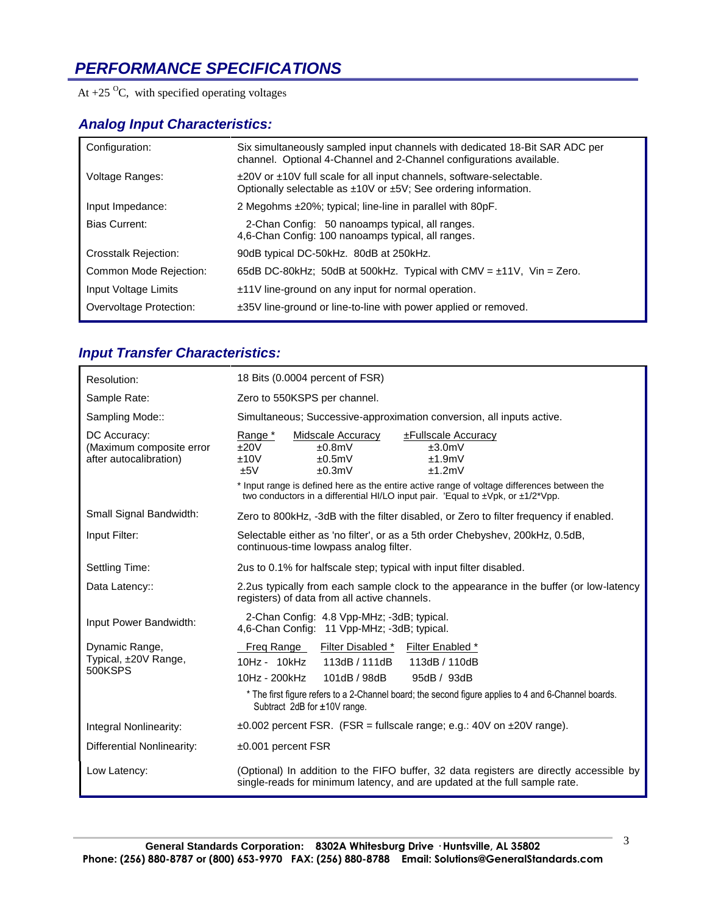# PERFORMANCE SPECIFICATIONS

At +25 $^{O}$C, with specified operating voltages

## Analog Input Characteristics:

| | |
|---|---|
| Configuration: | Six simultaneously sampled input channels with dedicated 18-Bit SAR ADC per channel. Optional 4-Channel and 2-Channel configurations available. |
| Voltage Ranges: | ±20V or ±10V full scale for all input channels, software-selectable. Optionally selectable as ±10V or ±5V; See ordering information. |
| Input Impedance: | 2 Megohms ±20%; typical; line-line in parallel with 80pF. |
| Bias Current: | 2-Chan Config: 50 nanoamps typical, all ranges.<br>4,6-Chan Config: 100 nanoamps typical, all ranges. |
| Crosstalk Rejection: | 90dB typical DC-50kHz. 80dB at 250kHz. |
| Common Mode Rejection: | 65dB DC-80kHz; 50dB at 500kHz. Typical with CMV = ±11V, Vin = Zero. |
| Input Voltage Limits | ±11V line-ground on any input for normal operation. |
| Overvoltage Protection: | ±35V line-ground or line-to-line with power applied or removed. |

## Input Transfer Characteristics:

| | |
|---|---|
| Resolution: | 18 Bits (0.0004 percent of FSR) |
| Sample Rate: | Zero to 550KSPS per channel. |
| Sampling Mode:: | Simultaneous; Successive-approximation conversion, all inputs active. |
| DC Accuracy:<br>(Maximum composite error after autocalibration) | Range * / Midscale Accuracy / ±Fullscale Accuracy:<br>±20V / ±0.8mV / ±3.0mV<br>±10V / ±0.5mV / ±1.9mV<br>±5V / ±0.3mV / ±1.2mV<br>* Input range is defined here as the entire active range of voltage differences between the two conductors in a differential HI/LO input pair. 'Equal to ±Vpk, or ±1/2*Vpp. |
| Small Signal Bandwidth: | Zero to 800kHz, -3dB with the filter disabled, or Zero to filter frequency if enabled. |
| Input Filter: | Selectable either as 'no filter', or as a 5th order Chebyshev, 200kHz, 0.5dB, continuous-time lowpass analog filter. |
| Settling Time: | 2us to 0.1% for halfscale step; typical with input filter disabled. |
| Data Latency:: | 2.2us typically from each sample clock to the appearance in the buffer (or low-latency registers) of data from all active channels. |
| Input Power Bandwidth: | 2-Chan Config: 4.8 Vpp-MHz; -3dB; typical.<br>4,6-Chan Config: 11 Vpp-MHz; -3dB; typical. |
| Dynamic Range,<br>Typical, ±20V Range, 500KSPS | Freq Range / Filter Disabled * / Filter Enabled *:<br>10Hz - 10kHz / 113dB / 111dB / 113dB / 110dB<br>10Hz - 200kHz / 101dB / 98dB / 95dB / 93dB<br>* The first figure refers to a 2-Channel board; the second figure applies to 4 and 6-Channel boards. Subtract 2dB for ±10V range. |
| Integral Nonlinearity: | ±0.002 percent FSR. (FSR = fullscale range; e.g.: 40V on ±20V range). |
| Differential Nonlinearity: | ±0.001 percent FSR |
| Low Latency: | (Optional) In addition to the FIFO buffer, 32 data registers are directly accessible by single-reads for minimum latency, and are updated at the full sample rate. |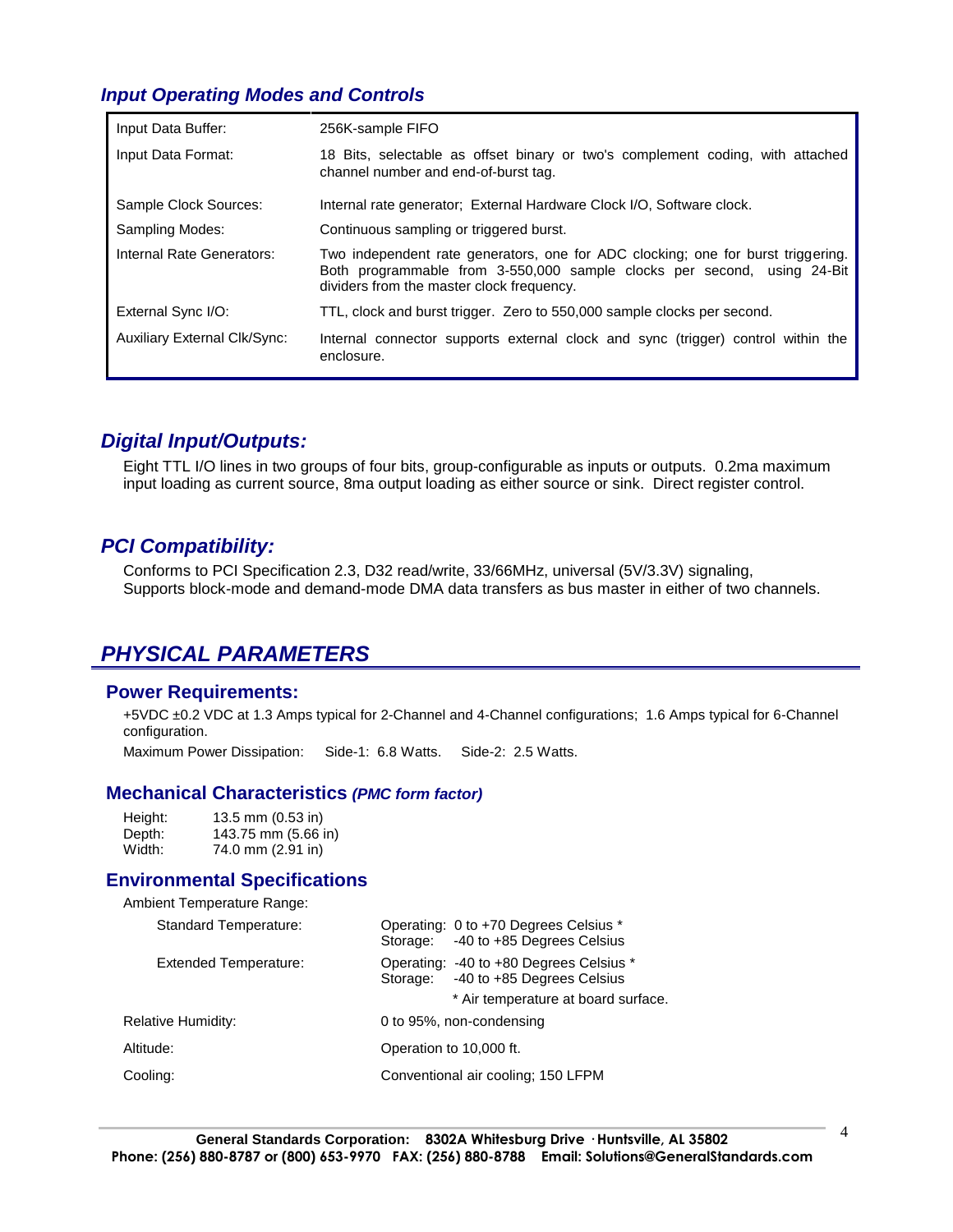### *Input Operating Modes and Controls*

| | |
|---|---|
| Input Data Buffer: | 256K-sample FIFO |
| Input Data Format: | 18 Bits, selectable as offset binary or two's complement coding, with attached channel number and end-of-burst tag. |
| Sample Clock Sources: | Internal rate generator; External Hardware Clock I/O, Software clock. |
| Sampling Modes: | Continuous sampling or triggered burst. |
| Internal Rate Generators: | Two independent rate generators, one for ADC clocking; one for burst triggering. Both programmable from 3-550,000 sample clocks per second, using 24-Bit dividers from the master clock frequency. |
| External Sync I/O: | TTL, clock and burst trigger. Zero to 550,000 sample clocks per second. |
| Auxiliary External Clk/Sync: | Internal connector supports external clock and sync (trigger) control within the enclosure. |

### *Digital Input/Outputs:*

Eight TTL I/O lines in two groups of four bits, group-configurable as inputs or outputs. 0.2ma maximum input loading as current source, 8ma output loading as either source or sink. Direct register control.

### *PCI Compatibility:*

Conforms to PCI Specification 2.3, D32 read/write, 33/66MHz, universal (5V/3.3V) signaling,
Supports block-mode and demand-mode DMA data transfers as bus master in either of two channels.

## *PHYSICAL PARAMETERS*

### Power Requirements:

+5VDC ±0.2 VDC at 1.3 Amps typical for 2-Channel and 4-Channel configurations; 1.6 Amps typical for 6-Channel configuration.

Maximum Power Dissipation: Side-1: 6.8 Watts. Side-2: 2.5 Watts.

### Mechanical Characteristics *(PMC form factor)*

| | |
|---|---|
| Height: | 13.5 mm (0.53 in) |
| Depth: | 143.75 mm (5.66 in) |
| Width: | 74.0 mm (2.91 in) |

### Environmental Specifications

Ambient Temperature Range:

| | |
|---|---|
| Standard Temperature: | Operating: 0 to +70 Degrees Celsius * <br> Storage: -40 to +85 Degrees Celsius |
| Extended Temperature: | Operating: -40 to +80 Degrees Celsius * <br> Storage: -40 to +85 Degrees Celsius <br> * Air temperature at board surface. |
| Relative Humidity: | 0 to 95%, non-condensing |
| Altitude: | Operation to 10,000 ft. |
| Cooling: | Conventional air cooling; 150 LFPM |

**General Standards Corporation: 8302A Whitesburg Drive · Huntsville, AL 35802**
**Phone: (256) 880-8787 or (800) 653-9970 FAX: (256) 880-8788 Email: Solutions@GeneralStandards.com**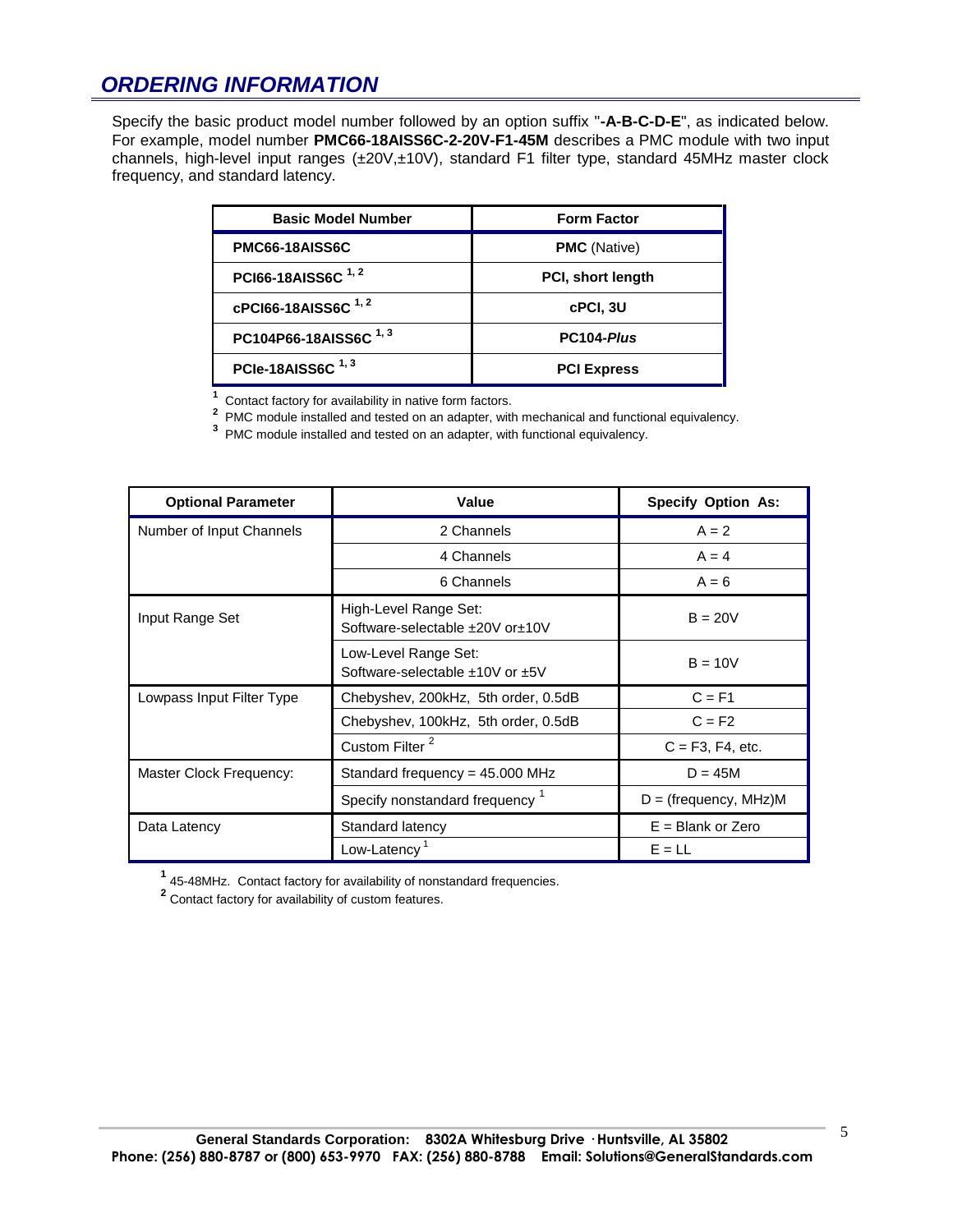## ORDERING INFORMATION

Specify the basic product model number followed by an option suffix "**-A-B-C-D-E**", as indicated below. For example, model number **PMC66-18AISS6C-2-20V-F1-45M** describes a PMC module with two input channels, high-level input ranges (±20V,±10V), standard F1 filter type, standard 45MHz master clock frequency, and standard latency.

| Basic Model Number | Form Factor |
|---|---|
| **PMC66-18AISS6C** | **PMC** (Native) |
| **PCI66-18AISS6C** [1, 2] | **PCI, short length** |
| **cPCI66-18AISS6C** [1, 2] | **cPCI, 3U** |
| **PC104P66-18AISS6C** [1, 3] | **PC104-*Plus*** |
| **PCIe-18AISS6C** [1, 3] | **PCI Express** |

[1] Contact factory for availability in native form factors.
[2] PMC module installed and tested on an adapter, with mechanical and functional equivalency.
[3] PMC module installed and tested on an adapter, with functional equivalency.

| Optional Parameter | Value | Specify Option As: |
|---|---|---|
| Number of Input Channels | 2 Channels | A = 2 |
| | 4 Channels | A = 4 |
| | 6 Channels | A = 6 |
| Input Range Set | High-Level Range Set: Software-selectable ±20V or±10V | B = 20V |
| | Low-Level Range Set: Software-selectable ±10V or ±5V | B = 10V |
| Lowpass Input Filter Type | Chebyshev, 200kHz, 5th order, 0.5dB | C = F1 |
| | Chebyshev, 100kHz, 5th order, 0.5dB | C = F2 |
| | Custom Filter [2] | C = F3, F4, etc. |
| Master Clock Frequency: | Standard frequency = 45.000 MHz | D = 45M |
| | Specify nonstandard frequency [1] | D = (frequency, MHz)M |
| Data Latency | Standard latency | E = Blank or Zero |
| | Low-Latency [1] | E = LL |

[1] 45-48MHz. Contact factory for availability of nonstandard frequencies.
[2] Contact factory for availability of custom features.

**General Standards Corporation: 8302A Whitesburg Drive · Huntsville, AL 35802**
**Phone: (256) 880-8787 or (800) 653-9970 FAX: (256) 880-8788 Email: Solutions@GeneralStandards.com**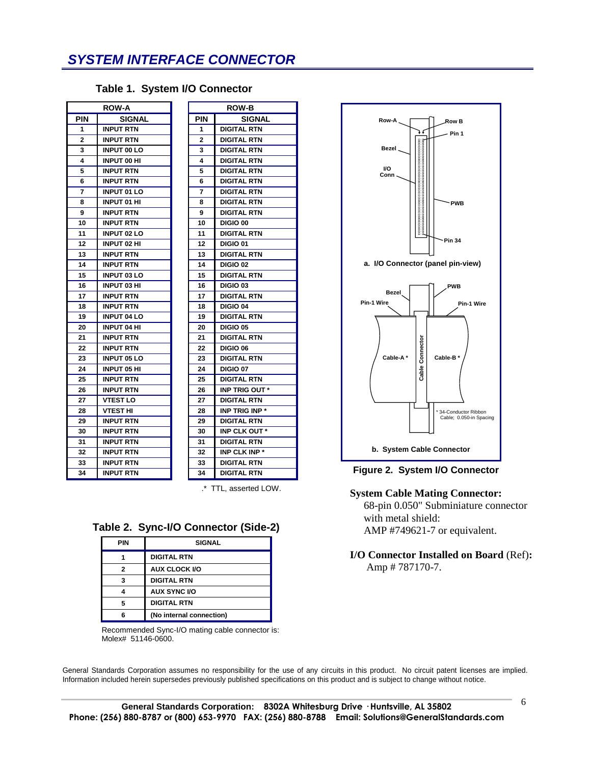# SYSTEM INTERFACE CONNECTOR

**Table 1. System I/O Connector**

| ROW-A | | ROW-B | |
|---|---|---|---|
| PIN | SIGNAL | PIN | SIGNAL |
| 1 | INPUT RTN | 1 | DIGITAL RTN |
| 2 | INPUT RTN | 2 | DIGITAL RTN |
| 3 | INPUT 00 LO | 3 | DIGITAL RTN |
| 4 | INPUT 00 HI | 4 | DIGITAL RTN |
| 5 | INPUT RTN | 5 | DIGITAL RTN |
| 6 | INPUT RTN | 6 | DIGITAL RTN |
| 7 | INPUT 01 LO | 7 | DIGITAL RTN |
| 8 | INPUT 01 HI | 8 | DIGITAL RTN |
| 9 | INPUT RTN | 9 | DIGITAL RTN |
| 10 | INPUT RTN | 10 | DIGIO 00 |
| 11 | INPUT 02 LO | 11 | DIGITAL RTN |
| 12 | INPUT 02 HI | 12 | DIGIO 01 |
| 13 | INPUT RTN | 13 | DIGITAL RTN |
| 14 | INPUT RTN | 14 | DIGIO 02 |
| 15 | INPUT 03 LO | 15 | DIGITAL RTN |
| 16 | INPUT 03 HI | 16 | DIGIO 03 |
| 17 | INPUT RTN | 17 | DIGITAL RTN |
| 18 | INPUT RTN | 18 | DIGIO 04 |
| 19 | INPUT 04 LO | 19 | DIGITAL RTN |
| 20 | INPUT 04 HI | 20 | DIGIO 05 |
| 21 | INPUT RTN | 21 | DIGITAL RTN |
| 22 | INPUT RTN | 22 | DIGIO 06 |
| 23 | INPUT 05 LO | 23 | DIGITAL RTN |
| 24 | INPUT 05 HI | 24 | DIGIO 07 |
| 25 | INPUT RTN | 25 | DIGITAL RTN |
| 26 | INPUT RTN | 26 | INP TRIG OUT * |
| 27 | VTEST LO | 27 | DIGITAL RTN |
| 28 | VTEST HI | 28 | INP TRIG INP * |
| 29 | INPUT RTN | 29 | DIGITAL RTN |
| 30 | INPUT RTN | 30 | INP CLK OUT * |
| 31 | INPUT RTN | 31 | DIGITAL RTN |
| 32 | INPUT RTN | 32 | INP CLK INP * |
| 33 | INPUT RTN | 33 | DIGITAL RTN |
| 34 | INPUT RTN | 34 | DIGITAL RTN |

.* TTL, asserted LOW.

Row-A
Row B
Pin 1
Bezel
I/O Conn
PWB
Pin 34

a. I/O Connector (panel pin-view)

PWB
Bezel
Pin-1 Wire
Pin-1 Wire
Cable-A *
Cable Connector
Cable-B *
* 34-Conductor Ribbon Cable; 0.050-in Spacing

b. System Cable Connector

**Figure 2. System I/O Connector**

**Table 2. Sync-I/O Connector (Side-2)**

| PIN | SIGNAL |
|---|---|
| 1 | DIGITAL RTN |
| 2 | AUX CLOCK I/O |
| 3 | DIGITAL RTN |
| 4 | AUX SYNC I/O |
| 5 | DIGITAL RTN |
| 6 | (No internal connection) |

Recommended Sync-I/O mating cable connector is:
Molex# 51146-0600.

**System Cable Mating Connector:**
68-pin 0.050" Subminiature connector with metal shield:
AMP #749621-7 or equivalent.

**I/O Connector Installed on Board** (Ref)**:**
Amp # 787170-7.

General Standards Corporation assumes no responsibility for the use of any circuits in this product. No circuit patent licenses are implied. Information included herein supersedes previously published specifications on this product and is subject to change without notice.

**General Standards Corporation: 8302A Whitesburg Drive · Huntsville, AL 35802**
**Phone: (256) 880-8787 or (800) 653-9970 FAX: (256) 880-8788 Email: Solutions@GeneralStandards.com**